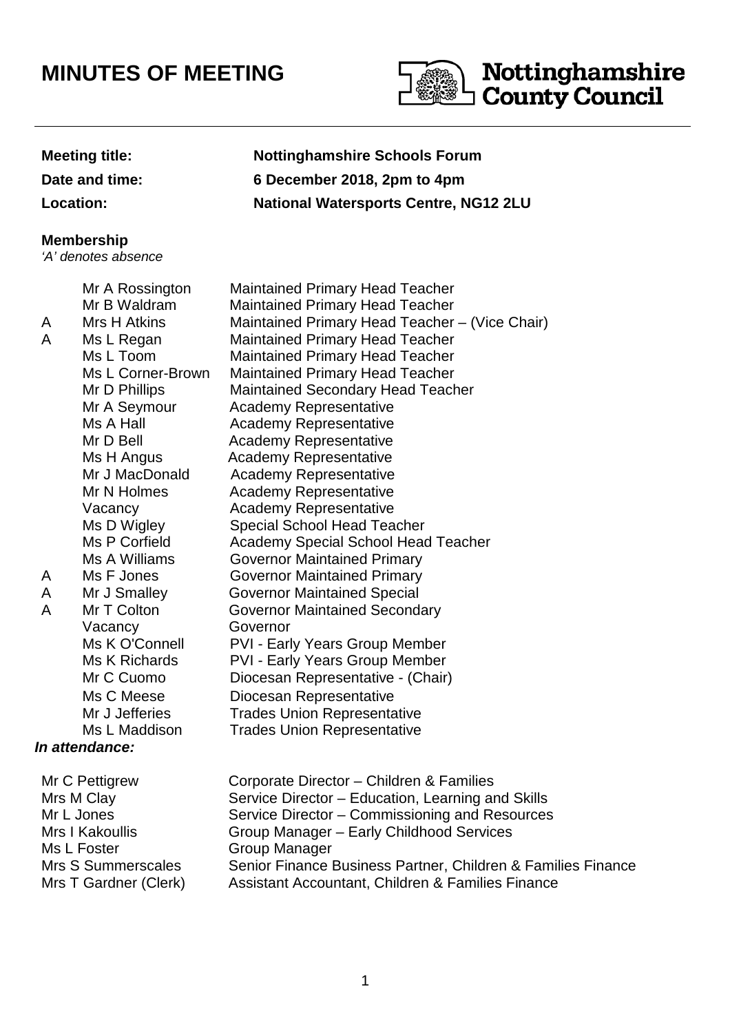# MINUTES OF MEETING

Nottinghamshire County Council

| | |
|---|---|
| **Meeting title:** | **Nottinghamshire Schools Forum** |
| **Date and time:** | **6 December 2018, 2pm to 4pm** |
| **Location:** | **National Watersports Centre, NG12 2LU** |

**Membership**
*'A' denotes absence*

| | | |
|---|---|---|
| | Mr A Rossington | Maintained Primary Head Teacher |
| | Mr B Waldram | Maintained Primary Head Teacher |
| A | Mrs H Atkins | Maintained Primary Head Teacher – (Vice Chair) |
| A | Ms L Regan | Maintained Primary Head Teacher |
| | Ms L Toom | Maintained Primary Head Teacher |
| | Ms L Corner-Brown | Maintained Primary Head Teacher |
| | Mr D Phillips | Maintained Secondary Head Teacher |
| | Mr A Seymour | Academy Representative |
| | Ms A Hall | Academy Representative |
| | Mr D Bell | Academy Representative |
| | Ms H Angus | Academy Representative |
| | Mr J MacDonald | Academy Representative |
| | Mr N Holmes | Academy Representative |
| | Vacancy | Academy Representative |
| | Ms D Wigley | Special School Head Teacher |
| | Ms P Corfield | Academy Special School Head Teacher |
| | Ms A Williams | Governor Maintained Primary |
| A | Ms F Jones | Governor Maintained Primary |
| A | Mr J Smalley | Governor Maintained Special |
| A | Mr T Colton | Governor Maintained Secondary |
| | Vacancy | Governor |
| | Ms K O'Connell | PVI - Early Years Group Member |
| | Ms K Richards | PVI - Early Years Group Member |
| | Mr C Cuomo | Diocesan Representative - (Chair) |
| | Ms C Meese | Diocesan Representative |
| | Mr J Jefferies | Trades Union Representative |
| | Ms L Maddison | Trades Union Representative |

***In attendance:***

| | |
|---|---|
| Mr C Pettigrew | Corporate Director – Children & Families |
| Mrs M Clay | Service Director – Education, Learning and Skills |
| Mr L Jones | Service Director – Commissioning and Resources |
| Mrs I Kakoullis | Group Manager – Early Childhood Services |
| Ms L Foster | Group Manager |
| Mrs S Summerscales | Senior Finance Business Partner, Children & Families Finance |
| Mrs T Gardner (Clerk) | Assistant Accountant, Children & Families Finance |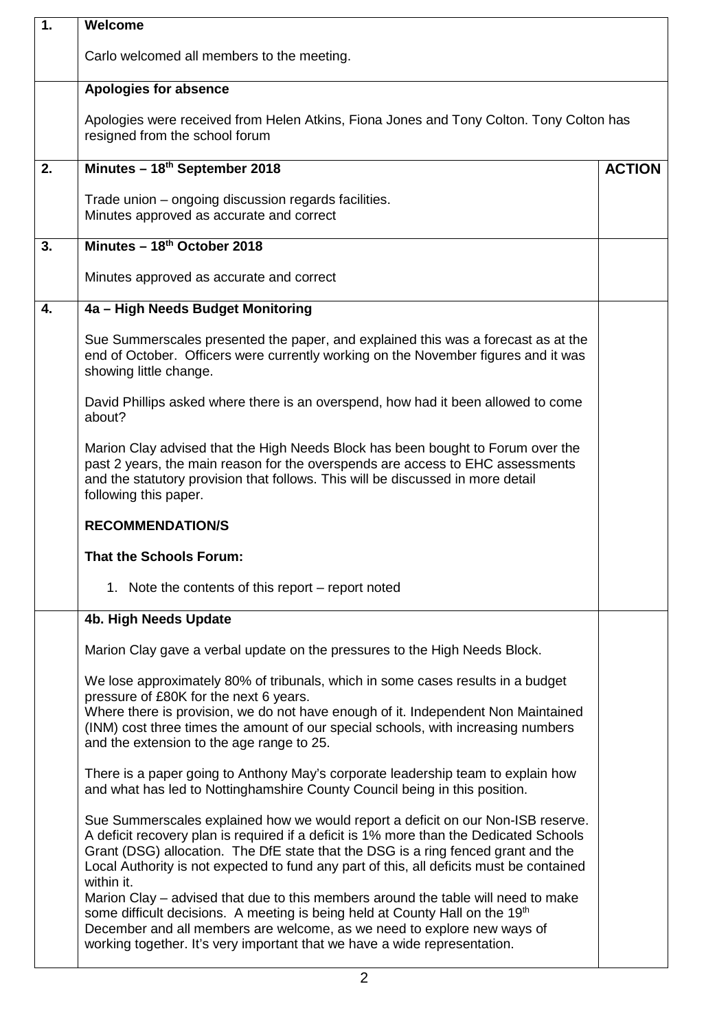| 1. | **Welcome**<br><br>Carlo welcomed all members to the meeting. | |
|---|---|---|
| | **Apologies for absence**<br><br>Apologies were received from Helen Atkins, Fiona Jones and Tony Colton. Tony Colton has resigned from the school forum | |
| 2. | **Minutes – 18th September 2018**<br><br>Trade union – ongoing discussion regards facilities.<br>Minutes approved as accurate and correct | **ACTION** |
| 3. | **Minutes – 18th October 2018**<br><br>Minutes approved as accurate and correct | |
| 4. | **4a – High Needs Budget Monitoring**<br><br>Sue Summerscales presented the paper, and explained this was a forecast as at the end of October. Officers were currently working on the November figures and it was showing little change.<br><br>David Phillips asked where there is an overspend, how had it been allowed to come about?<br><br>Marion Clay advised that the High Needs Block has been bought to Forum over the past 2 years, the main reason for the overspends are access to EHC assessments and the statutory provision that follows. This will be discussed in more detail following this paper.<br><br>**RECOMMENDATION/S**<br><br>**That the Schools Forum:**<br><br>1. Note the contents of this report – report noted | |
| | **4b. High Needs Update**<br><br>Marion Clay gave a verbal update on the pressures to the High Needs Block.<br><br>We lose approximately 80% of tribunals, which in some cases results in a budget pressure of £80K for the next 6 years.<br>Where there is provision, we do not have enough of it. Independent Non Maintained (INM) cost three times the amount of our special schools, with increasing numbers and the extension to the age range to 25.<br><br>There is a paper going to Anthony May's corporate leadership team to explain how and what has led to Nottinghamshire County Council being in this position.<br><br>Sue Summerscales explained how we would report a deficit on our Non-ISB reserve. A deficit recovery plan is required if a deficit is 1% more than the Dedicated Schools Grant (DSG) allocation. The DfE state that the DSG is a ring fenced grant and the Local Authority is not expected to fund any part of this, all deficits must be contained within it.<br>Marion Clay – advised that due to this members around the table will need to make some difficult decisions. A meeting is being held at County Hall on the 19th December and all members are welcome, as we need to explore new ways of working together. It's very important that we have a wide representation. | |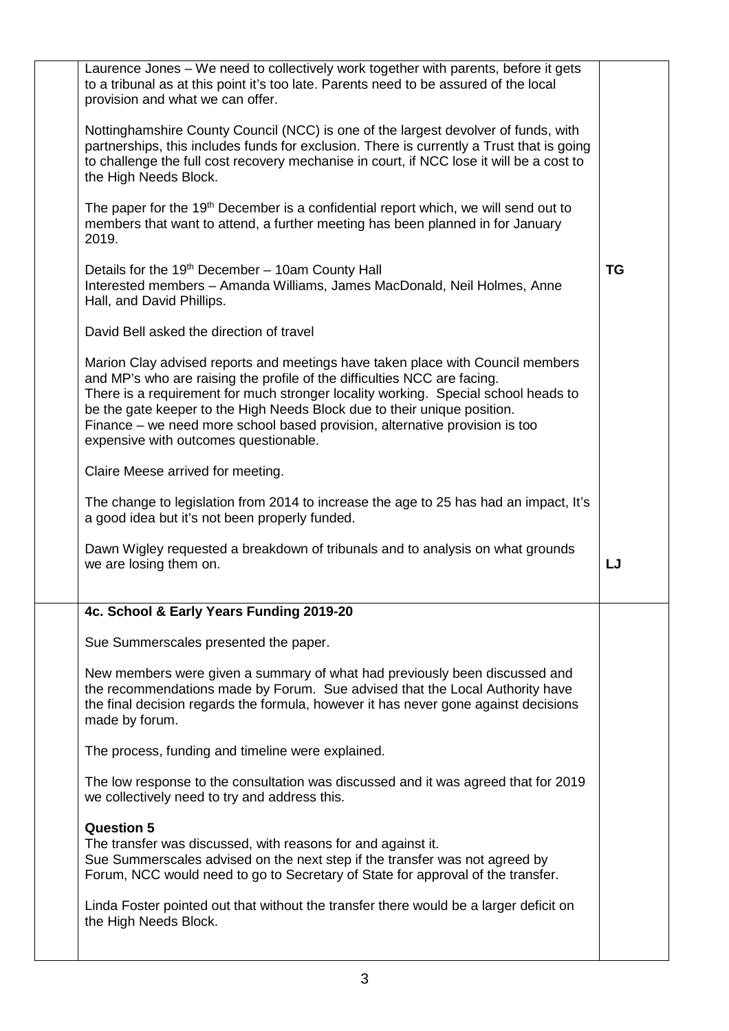| | | |
|---|---|---|
| | Laurence Jones – We need to collectively work together with parents, before it gets to a tribunal as at this point it's too late. Parents need to be assured of the local provision and what we can offer.<br><br>Nottinghamshire County Council (NCC) is one of the largest devolver of funds, with partnerships, this includes funds for exclusion. There is currently a Trust that is going to challenge the full cost recovery mechanise in court, if NCC lose it will be a cost to the High Needs Block.<br><br>The paper for the 19th December is a confidential report which, we will send out to members that want to attend, a further meeting has been planned in for January 2019.<br><br>Details for the 19th December – 10am County Hall<br>Interested members – Amanda Williams, James MacDonald, Neil Holmes, Anne Hall, and David Phillips.<br><br>David Bell asked the direction of travel<br><br>Marion Clay advised reports and meetings have taken place with Council members and MP's who are raising the profile of the difficulties NCC are facing.<br>There is a requirement for much stronger locality working. Special school heads to be the gate keeper to the High Needs Block due to their unique position.<br>Finance – we need more school based provision, alternative provision is too expensive with outcomes questionable.<br><br>Claire Meese arrived for meeting.<br><br>The change to legislation from 2014 to increase the age to 25 has had an impact, It's a good idea but it's not been properly funded.<br><br>Dawn Wigley requested a breakdown of tribunals and to analysis on what grounds we are losing them on. | **TG**<br><br>**LJ** |
| | **4c. School & Early Years Funding 2019-20**<br><br>Sue Summerscales presented the paper.<br><br>New members were given a summary of what had previously been discussed and the recommendations made by Forum. Sue advised that the Local Authority have the final decision regards the formula, however it has never gone against decisions made by forum.<br><br>The process, funding and timeline were explained.<br><br>The low response to the consultation was discussed and it was agreed that for 2019 we collectively need to try and address this.<br><br>**Question 5**<br>The transfer was discussed, with reasons for and against it.<br>Sue Summerscales advised on the next step if the transfer was not agreed by Forum, NCC would need to go to Secretary of State for approval of the transfer.<br><br>Linda Foster pointed out that without the transfer there would be a larger deficit on the High Needs Block. | |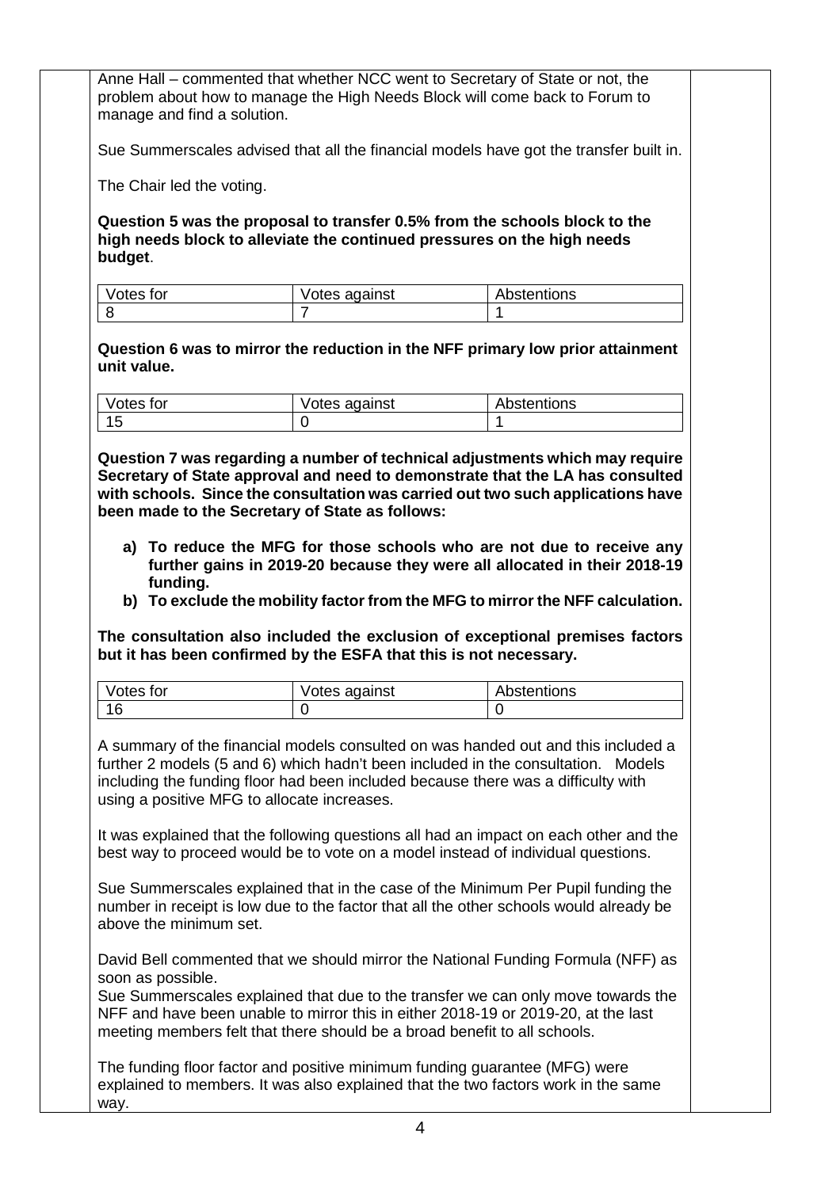Anne Hall – commented that whether NCC went to Secretary of State or not, the problem about how to manage the High Needs Block will come back to Forum to manage and find a solution.

Sue Summerscales advised that all the financial models have got the transfer built in.

The Chair led the voting.

**Question 5 was the proposal to transfer 0.5% from the schools block to the high needs block to alleviate the continued pressures on the high needs budget**.

| Votes for | Votes against | Abstentions |
|---|---|---|
| 8 | 7 | 1 |

**Question 6 was to mirror the reduction in the NFF primary low prior attainment unit value.**

| Votes for | Votes against | Abstentions |
|---|---|---|
| 15 | 0 | 1 |

**Question 7 was regarding a number of technical adjustments which may require Secretary of State approval and need to demonstrate that the LA has consulted with schools. Since the consultation was carried out two such applications have been made to the Secretary of State as follows:**

**a) To reduce the MFG for those schools who are not due to receive any further gains in 2019-20 because they were all allocated in their 2018-19 funding.**
**b) To exclude the mobility factor from the MFG to mirror the NFF calculation.**

**The consultation also included the exclusion of exceptional premises factors but it has been confirmed by the ESFA that this is not necessary.**

| Votes for | Votes against | Abstentions |
|---|---|---|
| 16 | 0 | 0 |

A summary of the financial models consulted on was handed out and this included a further 2 models (5 and 6) which hadn't been included in the consultation. Models including the funding floor had been included because there was a difficulty with using a positive MFG to allocate increases.

It was explained that the following questions all had an impact on each other and the best way to proceed would be to vote on a model instead of individual questions.

Sue Summerscales explained that in the case of the Minimum Per Pupil funding the number in receipt is low due to the factor that all the other schools would already be above the minimum set.

David Bell commented that we should mirror the National Funding Formula (NFF) as soon as possible.
Sue Summerscales explained that due to the transfer we can only move towards the NFF and have been unable to mirror this in either 2018-19 or 2019-20, at the last meeting members felt that there should be a broad benefit to all schools.

The funding floor factor and positive minimum funding guarantee (MFG) were explained to members. It was also explained that the two factors work in the same way.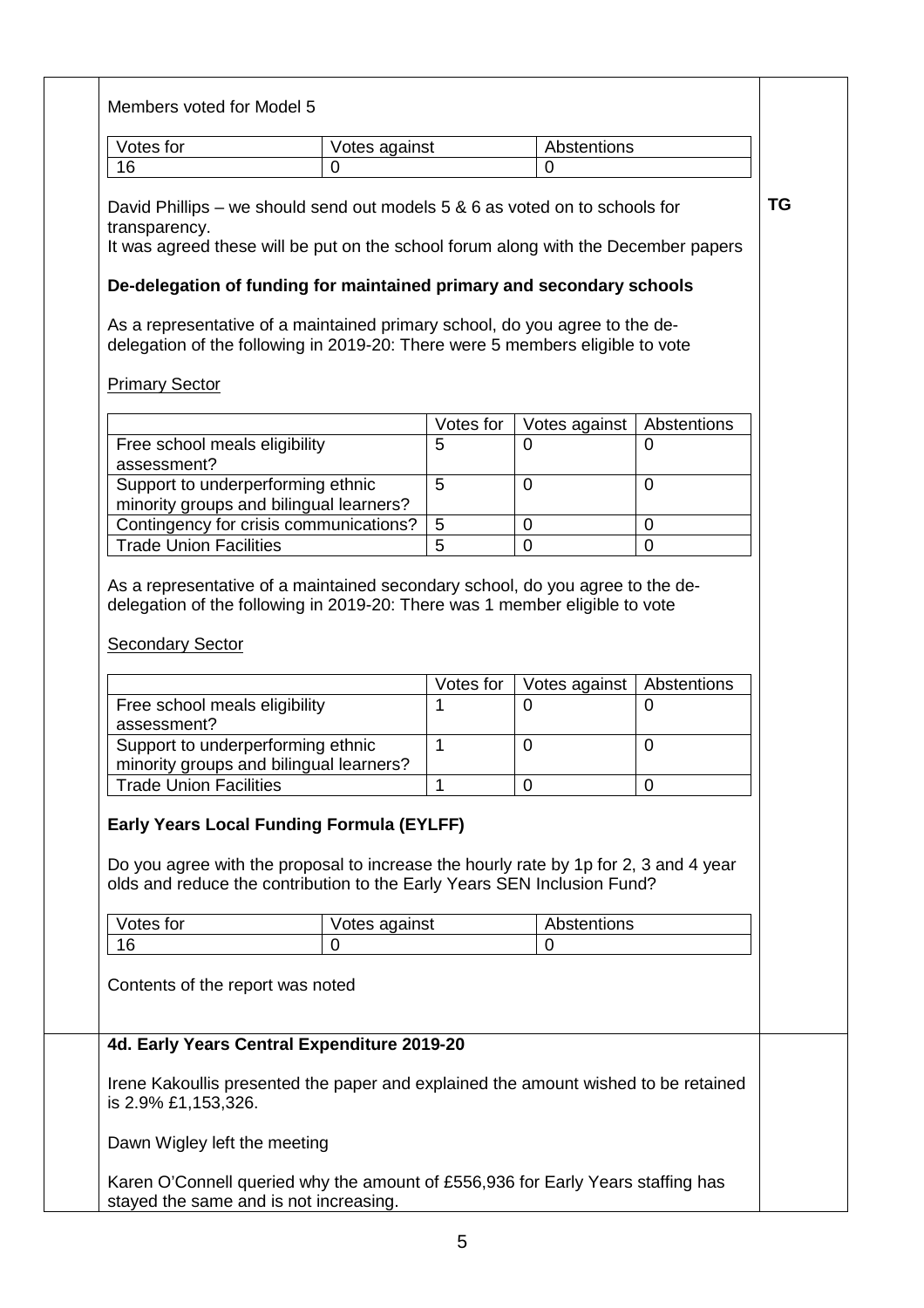Members voted for Model 5

| Votes for | Votes against | Abstentions |
|---|---|---|
| 16 | 0 | 0 |

David Phillips – we should send out models 5 & 6 as voted on to schools for transparency.
It was agreed these will be put on the school forum along with the December papers

**TG**

**De-delegation of funding for maintained primary and secondary schools**

As a representative of a maintained primary school, do you agree to the de-delegation of the following in 2019-20: There were 5 members eligible to vote

Primary Sector

| | Votes for | Votes against | Abstentions |
|---|---|---|---|
| Free school meals eligibility assessment? | 5 | 0 | 0 |
| Support to underperforming ethnic minority groups and bilingual learners? | 5 | 0 | 0 |
| Contingency for crisis communications? | 5 | 0 | 0 |
| Trade Union Facilities | 5 | 0 | 0 |

As a representative of a maintained secondary school, do you agree to the de-delegation of the following in 2019-20: There was 1 member eligible to vote

Secondary Sector

| | Votes for | Votes against | Abstentions |
|---|---|---|---|
| Free school meals eligibility assessment? | 1 | 0 | 0 |
| Support to underperforming ethnic minority groups and bilingual learners? | 1 | 0 | 0 |
| Trade Union Facilities | 1 | 0 | 0 |

**Early Years Local Funding Formula (EYLFF)**

Do you agree with the proposal to increase the hourly rate by 1p for 2, 3 and 4 year olds and reduce the contribution to the Early Years SEN Inclusion Fund?

| Votes for | Votes against | Abstentions |
|---|---|---|
| 16 | 0 | 0 |

Contents of the report was noted

**4d. Early Years Central Expenditure 2019-20**

Irene Kakoullis presented the paper and explained the amount wished to be retained is 2.9% £1,153,326.

Dawn Wigley left the meeting

Karen O'Connell queried why the amount of £556,936 for Early Years staffing has stayed the same and is not increasing.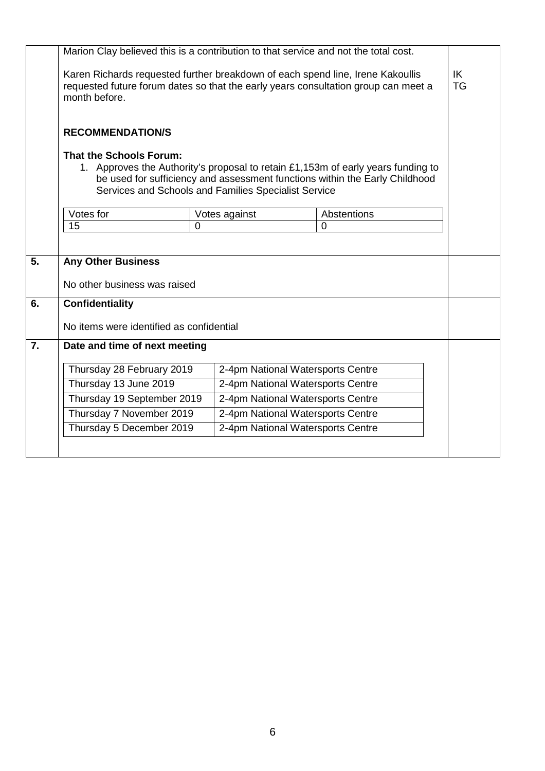Marion Clay believed this is a contribution to that service and not the total cost.

Karen Richards requested further breakdown of each spend line, Irene Kakoullis requested future forum dates so that the early years consultation group can meet a month before. — IK, TG

**RECOMMENDATION/S**

**That the Schools Forum:**

1. Approves the Authority's proposal to retain £1,153m of early years funding to be used for sufficiency and assessment functions within the Early Childhood Services and Schools and Families Specialist Service

| Votes for | Votes against | Abstentions |
|---|---|---|
| 15 | 0 | 0 |

## 5. Any Other Business

No other business was raised

## 6. Confidentiality

No items were identified as confidential

## 7. Date and time of next meeting

| | |
|---|---|
| Thursday 28 February 2019 | 2-4pm National Watersports Centre |
| Thursday 13 June 2019 | 2-4pm National Watersports Centre |
| Thursday 19 September 2019 | 2-4pm National Watersports Centre |
| Thursday 7 November 2019 | 2-4pm National Watersports Centre |
| Thursday 5 December 2019 | 2-4pm National Watersports Centre |